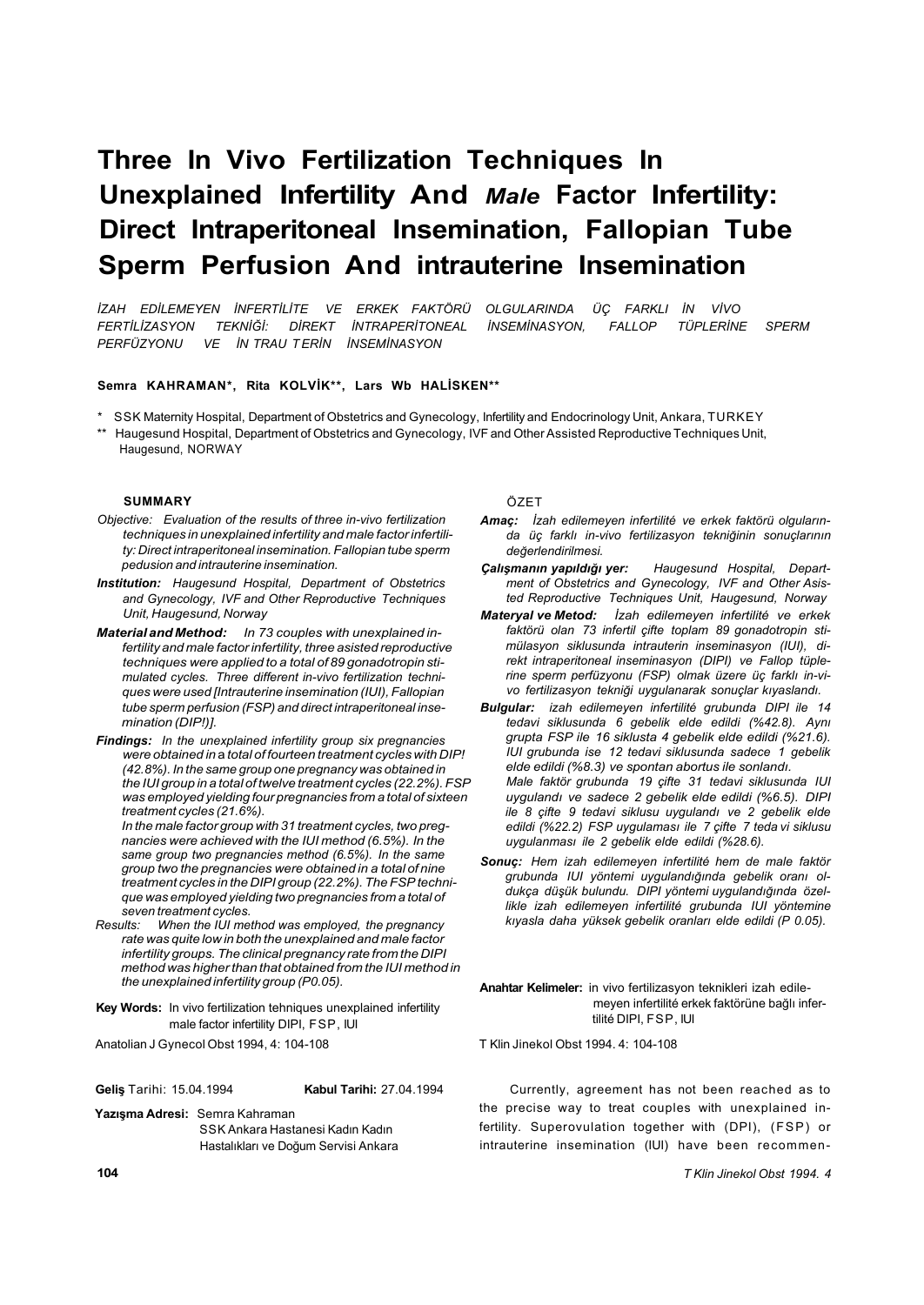# Three In Vivo Fertilization Techniques In Unexplained Infertility And *Male* Factor Infertility: Direct Intraperitoneal Insemination, Fallopian Tube Sperm Perfusion And intrauterine Insemination

*İZAH EDİLEMEYEN İNFERTİLİTE VE ERKEK FAKTÖRÜ OLGULARINDA ÜÇ FARKLI İN VİVO FERTİLİZASYON TEKNİĞİ: DİREKT İNTRAPERİTONEAL İNSEMİNASYON, FALLOP TÜPLERİNE SPERM PERFÜZYONU VE İN TRAU T ERİN İNSEMİNASYON*

**Semra KAHRAMAN\*, Rita KOLVİK\*\*, Lars Wb HALİSKEN\*\***

\* SSK Maternity Hospital, Department of Obstetrics and Gynecology, Infertility and Endocrinology Unit, Ankara, TURKEY

\*\* Haugesund Hospital, Department of Obstetrics and Gynecology, IVF and Other Assisted Reproductive Techniques Unit, Haugesund, NORWAY

## SUMMARY

*Objective:* *Evaluation of the results of three in-vivo fertilization techniques in unexplained infertility and male factor infertility: Direct intraperitoneal insemination. Fallopian tube sperm pedusion and intrauterine insemination.*

***Institution:*** *Haugesund Hospital, Department of Obstetrics and Gynecology, IVF and Other Reproductive Techniques Unit, Haugesund, Norway*

***Material and Method:*** *In 73 couples with unexplained infertility and male factor infertility, three asisted reproductive techniques were applied to a total of 89 gonadotropin stimulated cycles. Three different in-vivo fertilization techniques were used [Intrauterine insemination (IUI), Fallopian tube sperm perfusion (FSP) and direct intraperitoneal insemination (DIP!)].*

***Findings:*** *In the unexplained infertility group six pregnancies were obtained in a total of fourteen treatment cycles with DIP! (42.8%). In the same group one pregnancy was obtained in the IUI group in a total of twelve treatment cycles (22.2%). FSP was employed yielding four pregnancies from a total of sixteen treatment cycles (21.6%).*

*In the male factor group with 31 treatment cycles, two pregnancies were achieved with the IUI method (6.5%). In the same group two pregnancies method (6.5%). In the same group two the pregnancies were obtained in a total of nine treatment cycles in the DIPI group (22.2%). The FSP technique was employed yielding two pregnancies from a total of seven treatment cycles.*

*Results:* *When the IUI method was employed, the pregnancy rate was quite low in both the unexplained and male factor infertility groups. The clinical pregnancy rate from the DIPI method was higher than that obtained from the IUI method in the unexplained infertility group (P0.05).*

**Key Words:** In vivo fertilization tehniques unexplained infertility male factor infertility DIPI, FSP, IUI

Anatolian J Gynecol Obst 1994, 4: 104-108

## ÖZET

***Amaç:*** *İzah edilemeyen infertilité ve erkek faktörü olgularında üç farklı in-vivo fertilizasyon tekniğinin sonuçlarının değerlendirilmesi.*

***Çalışmanın yapıldığı yer:*** *Haugesund Hospital, Department of Obstetrics and Gynecology, IVF and Other Assisted Reproductive Techniques Unit, Haugesund, Norway*

***Materyal ve Metod:*** *İzah edilemeyen infertilité ve erkek faktörü olan 73 infertil çifte toplam 89 gonadotropin stimülasyon siklusunda intrauterin inseminasyon (IUI), direkt intraperitoneal inseminasyon (DIPI) ve Fallop tüplerine sperm perfüzyonu (FSP) olmak üzere üç farklı in-vivo fertilizasyon tekniği uygulanarak sonuçlar kıyaslandı.*

***Bulgular:*** *izah edilemeyen infertilité grubunda DIPI ile 14 tedavi siklusunda 6 gebelik elde edildi (%42.8). Aynı grupta FSP ile 16 siklusta 4 gebelik elde edildi (%21.6). IUI grubunda ise 12 tedavi siklusunda sadece 1 gebelik elde edildi (%8.3) ve spontan abortus ile sonlandı.*

*Male faktör grubunda 19 çifte 31 tedavi siklusunda IUI uygulandı ve sadece 2 gebelik elde edildi (%6.5). DIPI ile 8 çifte 9 tedavi siklusu uygulandı ve 2 gebelik elde edildi (%22.2) FSP uygulaması ile 7 çifte 7 teda vi siklusu uygulanması ile 2 gebelik elde edildi (%28.6).*

***Sonuç:*** *Hem izah edilemeyen infertilité hem de male faktör grubunda IUI yöntemi uygulandığında gebelik oranı oldukça düşük bulundu. DIPI yöntemi uygulandığında özellikle izah edilemeyen infertilité grubunda IUI yöntemine kıyasla daha yüksek gebelik oranları elde edildi (P 0.05).*

**Anahtar Kelimeler:** in vivo fertilizasyon teknikleri izah edilemeyen infertilité erkek faktörüne bağlı infertilité DIPI, FSP, IUI

T Klin Jinekol Obst 1994. 4: 104-108

**Geliş** Tarihi: 15.04.1994 **Kabul Tarihi:** 27.04.1994

**Yazışma Adresi:** Semra Kahraman
SSK Ankara Hastanesi Kadın Kadın Hastalıkları ve Doğum Servisi Ankara

Currently, agreement has not been reached as to the precise way to treat couples with unexplained infertility. Superovulation together with (DPI), (FSP) or intrauterine insemination (IUI) have been recommen-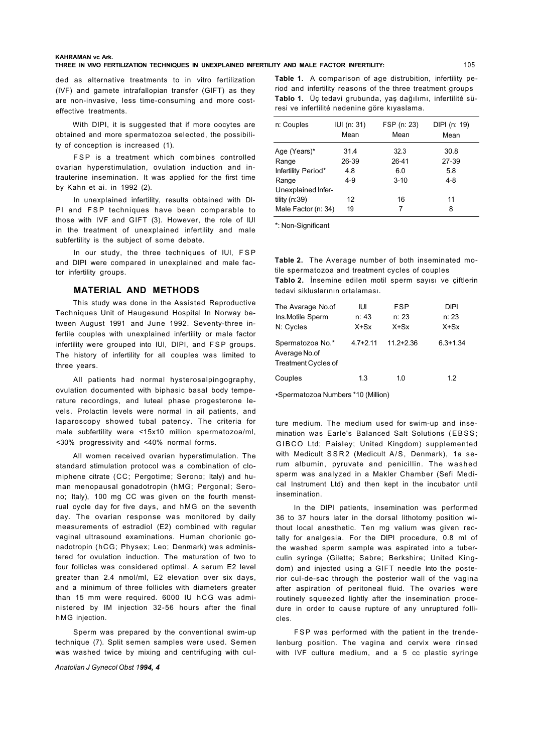ded as alternative treatments to in vitro fertilization (IVF) and gamete intrafallopian transfer (GIFT) as they are non-invasive, less time-consuming and more cost-effective treatments.

With DIPI, it is suggested that if more oocytes are obtained and more spermatozoa selected, the possibility of conception is increased (1).

FSP is a treatment which combines controlled ovarian hyperstimulation, ovulation induction and intrauterine insemination. It was applied for the first time by Kahn et ai. in 1992 (2).

In unexplained infertility, results obtained with DIPI and FSP techniques have been comparable to those with IVF and GIFT (3). However, the role of IUI in the treatment of unexplained infertility and male subfertility is the subject of some debate.

In our study, the three techniques of IUI, FSP and DIPI were compared in unexplained and male factor infertility groups.

## MATERIAL AND METHODS

This study was done in the Assisted Reproductive Techniques Unit of Haugesund Hospital In Norway between August 1991 and June 1992. Seventy-three infertile couples with unexplained infertility or male factor infertility were grouped into IUI, DIPI, and FSP groups. The history of infertility for all couples was limited to three years.

All patients had normal hysterosalpingography, ovulation documented with biphasic basal body temperature recordings, and luteal phase progesterone levels. Prolactin levels were normal in ail patients, and laparoscopy showed tubal patency. The criteria for male subfertility were <15x10 million spermatozoa/ml, <30% progressivity and <40% normal forms.

All women received ovarian hyperstimulation. The standard stimulation protocol was a combination of clomiphene citrate (CC; Pergotime; Serono; Italy) and human menopausal gonadotropin (hMG; Pergonal; Serono; Italy), 100 mg CC was given on the fourth menstrual cycle day for five days, and hMG on the seventh day. The ovarian response was monitored by daily measurements of estradiol (E2) combined with regular vaginal ultrasound examinations. Human chorionic gonadotropin (hCG; Physex; Leo; Denmark) was administered for ovulation induction. The maturation of two to four follicles was considered optimal. A serum E2 level greater than 2.4 nmol/ml, E2 elevation over six days, and a minimum of three follicles with diameters greater than 15 mm were required. 6000 IU hCG was administered by IM injection 32-56 hours after the final hMG injection.

Sperm was prepared by the conventional swim-up technique (7). Split semen samples were used. Semen was washed twice by mixing and centrifuging with culture medium. The medium used for swim-up and insemination was Earle's Balanced Salt Solutions (EBSS; GIBCO Ltd; Paisley; United Kingdom) supplemented with Medicult SSR2 (Medicult A/S, Denmark), 1a serum albumin, pyruvate and penicillin. The washed sperm was analyzed in a Makler Chamber (Sefi Medical Instrument Ltd) and then kept in the incubator until insemination.

In the DIPI patients, insemination was performed 36 to 37 hours later in the dorsal lithotomy position without local anesthetic. Ten mg valium was given rectally for analgesia. For the DIPI procedure, 0.8 ml of the washed sperm sample was aspirated into a tuberculin syringe (Gilette; Sabre; Berkshire; United Kingdom) and injected using a GIFT needle Into the posterior cul-de-sac through the posterior wall of the vagina after aspiration of peritoneal fluid. The ovaries were routinely squeezed lightly after the insemination procedure in order to cause rupture of any unruptured follicles.

FSP was performed with the patient in the trendelenburg position. The vagina and cervix were rinsed with IVF culture medium, and a 5 cc plastic syringe

**Table 1.** A comparison of age distrubition, infertility period and infertility reasons of the three treatment groups
**Tablo 1.** Üç tedavi grubunda, yaş dağılımı, infertilite süresi ve infertilité nedenine göre kıyaslama.

| n: Couples | IUI (n: 31) Mean | FSP (n: 23) Mean | DIPI (n: 19) Mean |
|---|---|---|---|
| Age (Years)* | 31.4 | 32.3 | 30.8 |
| Range | 26-39 | 26-41 | 27-39 |
| Infertility Period* | 4.8 | 6.0 | 5.8 |
| Range | 4-9 | 3-10 | 4-8 |
| Unexplained Infertility (n:39) | 12 | 16 | 11 |
| Male Factor (n: 34) | 19 | 7 | 8 |

*: Non-Significant

**Table 2.** The Average number of both inseminated motile spermatozoa and treatment cycles of couples
**Tablo 2.** İnsemine edilen motil sperm sayısı ve çiftlerin tedavi sikluslarının ortalaması.

| The Avarage No.of Ins.Motile Sperm N: Cycles | IUI n: 43 X+Sx | FSP n: 23 X+Sx | DIPI n: 23 X+Sx |
|---|---|---|---|
| Spermatozoa No.* | 4.7+2.11 | 11.2+2.36 | 6.3+1.34 |
| Average No.of Treatment Cycles of Couples | 1.3 | 1.0 | 1.2 |

•Spermatozoa Numbers *10 (Million)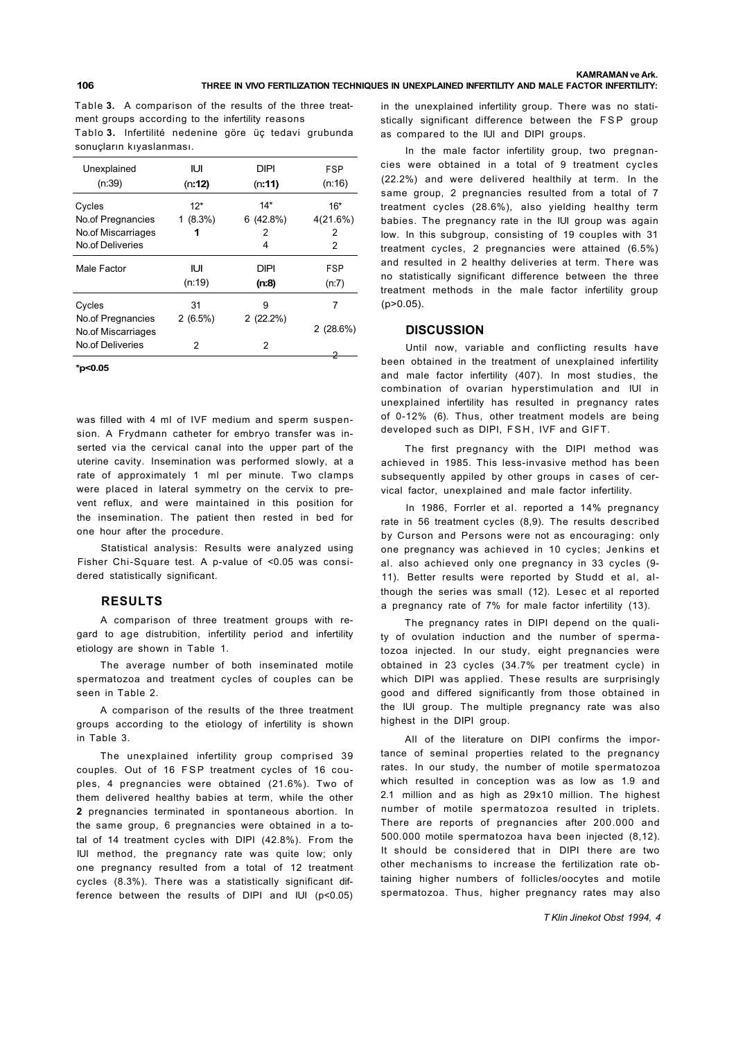Table **3.** A comparison of the results of the three treatment groups according to the infertility reasons

Tablo **3.** Infertilité nedenine göre üç tedavi grubunda sonuçların kıyaslanması.

| Unexplained (n:39) | IUI (n:**12**) | DIPI (n:**11**) | FSP (n:16) |
|---|---|---|---|
| Cycles | 12* | 14* | 16* |
| No.of Pregnancies | 1 (8.3%) | 6 (42.8%) | 4(21.6%) |
| No.of Miscarriages | **1** | 2 | 2 |
| No.of Deliveries | | 4 | 2 |
| **Male Factor** | **IUI (n:19)** | **DIPI (n:8)** | **FSP (n:7)** |
| Cycles | 31 | 9 | 7 |
| No.of Pregnancies | 2 (6.5%) | 2 (22.2%) | |
| No.of Miscarriages | | | 2 (28.6%) |
| No.of Deliveries | 2 | 2 | 2 |

**$*p<0.05$**

was filled with 4 ml of IVF medium and sperm suspension. A Frydmann catheter for embryo transfer was inserted via the cervical canal into the upper part of the uterine cavity. Insemination was performed slowly, at a rate of approximately 1 ml per minute. Two clamps were placed in lateral symmetry on the cervix to prevent reflux, and were maintained in this position for the insemination. The patient then rested in bed for one hour after the procedure.

Statistical analysis: Results were analyzed using Fisher Chi-Square test. A p-value of <0.05 was considered statistically significant.

## RESULTS

A comparison of three treatment groups with regard to age distrubition, infertility period and infertility etiology are shown in Table 1.

The average number of both inseminated motile spermatozoa and treatment cycles of couples can be seen in Table 2.

A comparison of the results of the three treatment groups according to the etiology of infertility is shown in Table 3.

The unexplained infertility group comprised 39 couples. Out of 16 FSP treatment cycles of 16 couples, 4 pregnancies were obtained (21.6%). Two of them delivered healthy babies at term, while the other **2** pregnancies terminated in spontaneous abortion. In the same group, 6 pregnancies were obtained in a total of 14 treatment cycles with DIPI (42.8%). From the IUI method, the pregnancy rate was quite low; only one pregnancy resulted from a total of 12 treatment cycles (8.3%). There was a statistically significant difference between the results of DIPI and IUI ($p<0.05$) in the unexplained infertility group. There was no statistically significant difference between the FSP group as compared to the IUI and DIPI groups.

In the male factor infertility group, two pregnancies were obtained in a total of 9 treatment cycles (22.2%) and were delivered healthily at term. In the same group, 2 pregnancies resulted from a total of 7 treatment cycles (28.6%), also yielding healthy term babies. The pregnancy rate in the IUI group was again low. In this subgroup, consisting of 19 couples with 31 treatment cycles, 2 pregnancies were attained (6.5%) and resulted in 2 healthy deliveries at term. There was no statistically significant difference between the three treatment methods in the male factor infertility group ($p>0.05$).

## DISCUSSION

Until now, variable and conflicting results have been obtained in the treatment of unexplained infertility and male factor infertility (407). In most studies, the combination of ovarian hyperstimulation and IUI in unexplained infertility has resulted in pregnancy rates of 0-12% (6). Thus, other treatment models are being developed such as DIPI, FSH, IVF and GIFT.

The first pregnancy with the DIPI method was achieved in 1985. This less-invasive method has been subsequently appiled by other groups in cases of cervical factor, unexplained and male factor infertility.

In 1986, Forrler et al. reported a 14% pregnancy rate in 56 treatment cycles (8,9). The results described by Curson and Persons were not as encouraging: only one pregnancy was achieved in 10 cycles; Jenkins et al. also achieved only one pregnancy in 33 cycles (9-11). Better results were reported by Studd et al, although the series was small (12). Lesec et al reported a pregnancy rate of 7% for male factor infertility (13).

The pregnancy rates in DIPI depend on the quality of ovulation induction and the number of spermatozoa injected. In our study, eight pregnancies were obtained in 23 cycles (34.7% per treatment cycle) in which DIPI was applied. These results are surprisingly good and differed significantly from those obtained in the IUI group. The multiple pregnancy rate was also highest in the DIPI group.

All of the literature on DIPI confirms the importance of seminal properties related to the pregnancy rates. In our study, the number of motile spermatozoa which resulted in conception was as low as 1.9 and 2.1 million and as high as 29x10 million. The highest number of motile spermatozoa resulted in triplets. There are reports of pregnancies after 200.000 and 500.000 motile spermatozoa hava been injected (8,12). It should be considered that in DIPI there are two other mechanisms to increase the fertilization rate obtaining higher numbers of follicles/oocytes and motile spermatozoa. Thus, higher pregnancy rates may also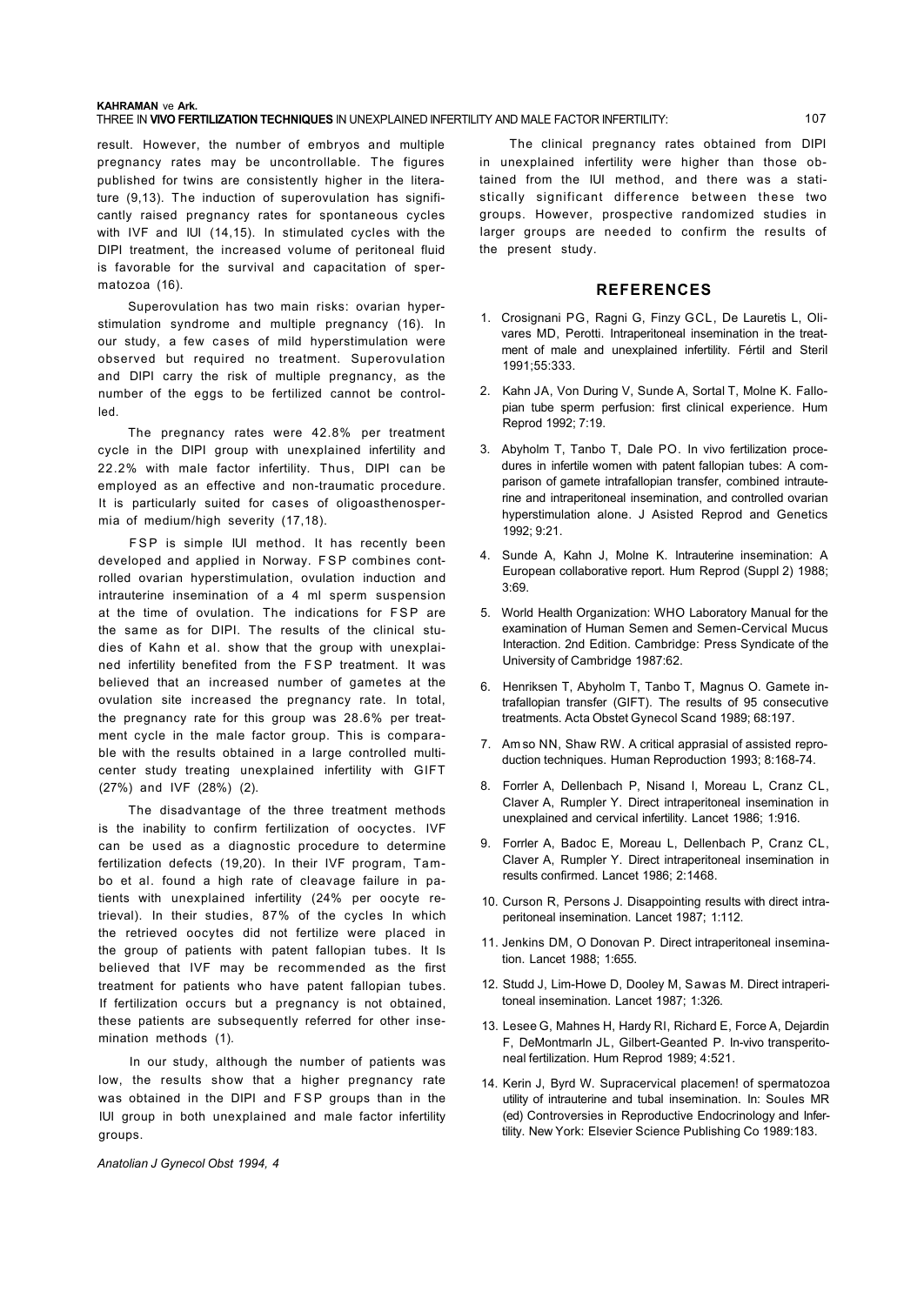result. However, the number of embryos and multiple pregnancy rates may be uncontrollable. The figures published for twins are consistently higher in the literature (9,13). The induction of superovulation has significantly raised pregnancy rates for spontaneous cycles with IVF and IUI (14,15). In stimulated cycles with the DIPI treatment, the increased volume of peritoneal fluid is favorable for the survival and capacitation of spermatozoa (16).

Superovulation has two main risks: ovarian hyperstimulation syndrome and multiple pregnancy (16). In our study, a few cases of mild hyperstimulation were observed but required no treatment. Superovulation and DIPI carry the risk of multiple pregnancy, as the number of the eggs to be fertilized cannot be controlled.

The pregnancy rates were 42.8% per treatment cycle in the DIPI group with unexplained infertility and 22.2% with male factor infertility. Thus, DIPI can be employed as an effective and non-traumatic procedure. It is particularly suited for cases of oligoasthenospermia of medium/high severity (17,18).

FSP is simple IUI method. It has recently been developed and applied in Norway. FSP combines controlled ovarian hyperstimulation, ovulation induction and intrauterine insemination of a 4 ml sperm suspension at the time of ovulation. The indications for FSP are the same as for DIPI. The results of the clinical studies of Kahn et al. show that the group with unexplained infertility benefited from the FSP treatment. It was believed that an increased number of gametes at the ovulation site increased the pregnancy rate. In total, the pregnancy rate for this group was 28.6% per treatment cycle in the male factor group. This is comparable with the results obtained in a large controlled multicenter study treating unexplained infertility with GIFT (27%) and IVF (28%) (2).

The disadvantage of the three treatment methods is the inability to confirm fertilization of oocyctes. IVF can be used as a diagnostic procedure to determine fertilization defects (19,20). In their IVF program, Tambo et al. found a high rate of cleavage failure in patients with unexplained infertility (24% per oocyte retrieval). In their studies, 87% of the cycles In which the retrieved oocytes did not fertilize were placed in the group of patients with patent fallopian tubes. It Is believed that IVF may be recommended as the first treatment for patients who have patent fallopian tubes. If fertilization occurs but a pregnancy is not obtained, these patients are subsequently referred for other insemination methods (1).

In our study, although the number of patients was low, the results show that a higher pregnancy rate was obtained in the DIPI and FSP groups than in the IUI group in both unexplained and male factor infertility groups.

The clinical pregnancy rates obtained from DIPI in unexplained infertility were higher than those obtained from the IUI method, and there was a statistically significant difference between these two groups. However, prospective randomized studies in larger groups are needed to confirm the results of the present study.

## REFERENCES

1. Crosignani PG, Ragni G, Finzy GCL, De Lauretis L, Olivares MD, Perotti. Intraperitoneal insemination in the treatment of male and unexplained infertility. Fértil and Steril 1991;55:333.
2. Kahn JA, Von During V, Sunde A, Sortal T, Molne K. Fallopian tube sperm perfusion: first clinical experience. Hum Reprod 1992; 7:19.
3. Abyholm T, Tanbo T, Dale PO. In vivo fertilization procedures in infertile women with patent fallopian tubes: A comparison of gamete intrafallopian transfer, combined intrauterine and intraperitoneal insemination, and controlled ovarian hyperstimulation alone. J Asisted Reprod and Genetics 1992; 9:21.
4. Sunde A, Kahn J, Molne K. Intrauterine insemination: A European collaborative report. Hum Reprod (Suppl 2) 1988; 3:69.
5. World Health Organization: WHO Laboratory Manual for the examination of Human Semen and Semen-Cervical Mucus Interaction. 2nd Edition. Cambridge: Press Syndicate of the University of Cambridge 1987:62.
6. Henriksen T, Abyholm T, Tanbo T, Magnus O. Gamete intrafallopian transfer (GIFT). The results of 95 consecutive treatments. Acta Obstet Gynecol Scand 1989; 68:197.
7. Am so NN, Shaw RW. A critical apprasial of assisted reproduction techniques. Human Reproduction 1993; 8:168-74.
8. Forrler A, Dellenbach P, Nisand I, Moreau L, Cranz CL, Claver A, Rumpler Y. Direct intraperitoneal insemination in unexplained and cervical infertility. Lancet 1986; 1:916.
9. Forrler A, Badoc E, Moreau L, Dellenbach P, Cranz CL, Claver A, Rumpler Y. Direct intraperitoneal insemination in results confirmed. Lancet 1986; 2:1468.
10. Curson R, Persons J. Disappointing results with direct intraperitoneal insemination. Lancet 1987; 1:112.
11. Jenkins DM, O Donovan P. Direct intraperitoneal insemination. Lancet 1988; 1:655.
12. Studd J, Lim-Howe D, Dooley M, Sawas M. Direct intraperitoneal insemination. Lancet 1987; 1:326.
13. Lesee G, Mahnes H, Hardy RI, Richard E, Force A, Dejardin F, DeMontmarln JL, Gilbert-Geanted P. In-vivo transperitoneal fertilization. Hum Reprod 1989; 4:521.
14. Kerin J, Byrd W. Supracervical placemen! of spermatozoa utility of intrauterine and tubal insemination. In: Soules MR (ed) Controversies in Reproductive Endocrinology and Infertility. New York: Elsevier Science Publishing Co 1989:183.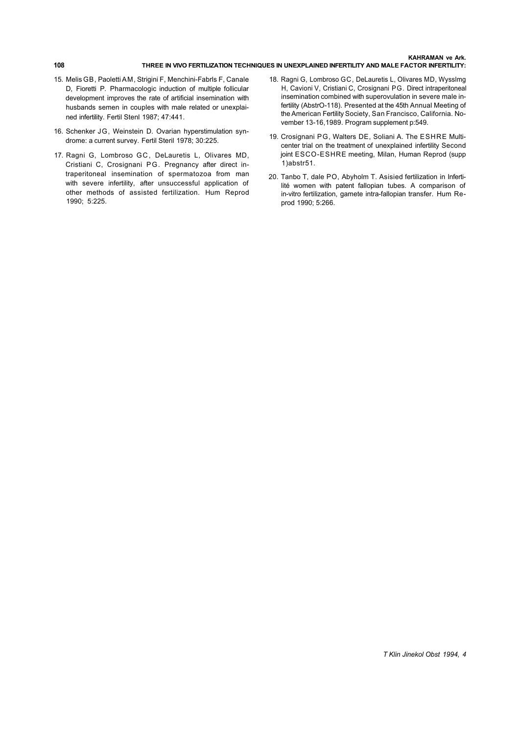15. Melis GB, Paoletti AM, Strigini F, Menchini-Fabrls F, Canale D, Fioretti P. Pharmacologic induction of multiple follicular development improves the rate of artificial insemination with husbands semen in couples with male related or unexplained infertility. Fertil Stenl 1987; 47:441.

16. Schenker JG, Weinstein D. Ovarian hyperstimulation syndrome: a current survey. Fertil Steril 1978; 30:225.

17. Ragni G, Lombroso GC, DeLauretis L, Olivares MD, Cristiani C, Crosignani PG. Pregnancy after direct intraperitoneal insemination of spermatozoa from man with severe infertility, after unsuccessful application of other methods of assisted fertilization. Hum Reprod 1990; 5:225.

18. Ragni G, Lombroso GC, DeLauretis L, Olivares MD, Wysslmg H, Cavioni V, Cristiani C, Crosignani PG. Direct intraperitoneal insemination combined with superovulation in severe male infertility (AbstrO-118). Presented at the 45th Annual Meeting of the American Fertility Society, San Francisco, California. November 13-16,1989. Program supplement p:549.

19. Crosignani PG, Walters DE, Soliani A. The ESHRE Multicenter trial on the treatment of unexplained infertility Second joint ESCO-ESHRE meeting, Milan, Human Reprod (supp 1)abstr51.

20. Tanbo T, dale PO, Abyholm T. Asisied fertilization in Infertilité women with patent fallopian tubes. A comparison of in-vitro fertilization, gamete intra-fallopian transfer. Hum Reprod 1990; 5:266.